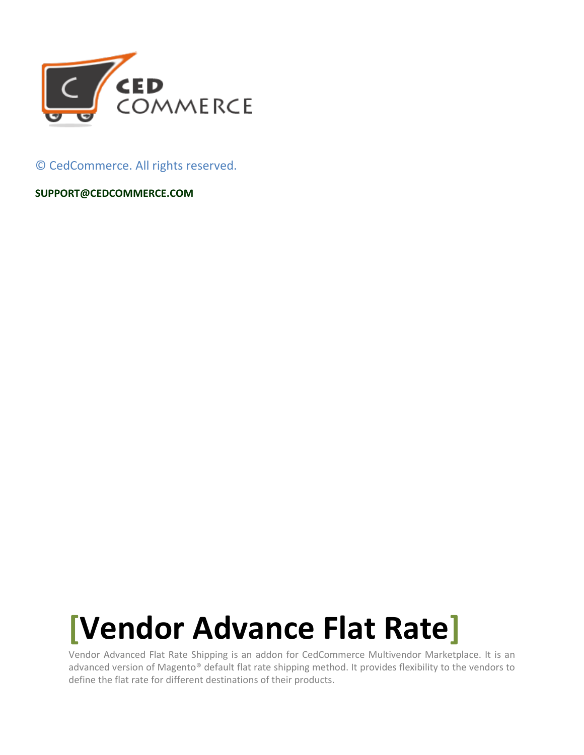CED COMMERCE

© CedCommerce. All rights reserved.

**SUPPORT@CEDCOMMERCE.COM**

# [Vendor Advance Flat Rate]

Vendor Advanced Flat Rate Shipping is an addon for CedCommerce Multivendor Marketplace. It is an advanced version of Magento® default flat rate shipping method. It provides flexibility to the vendors to define the flat rate for different destinations of their products.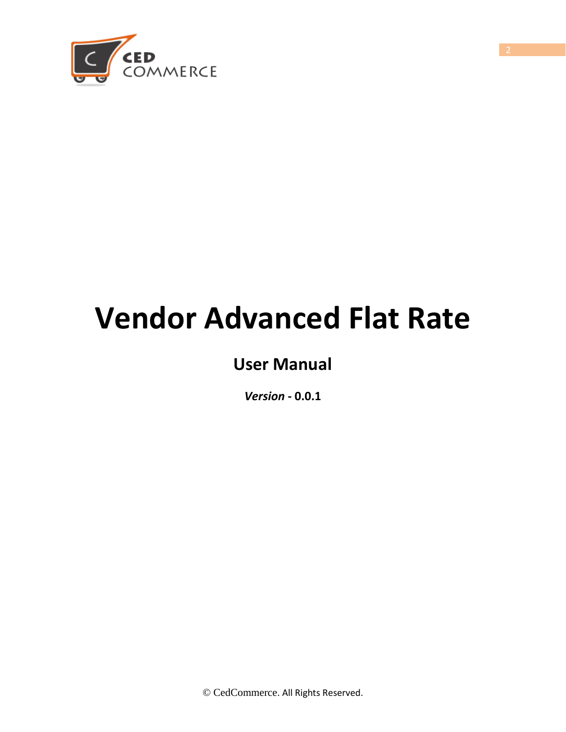# Vendor Advanced Flat Rate

## User Manual

***Version* - 0.0.1**

© CedCommerce. All Rights Reserved.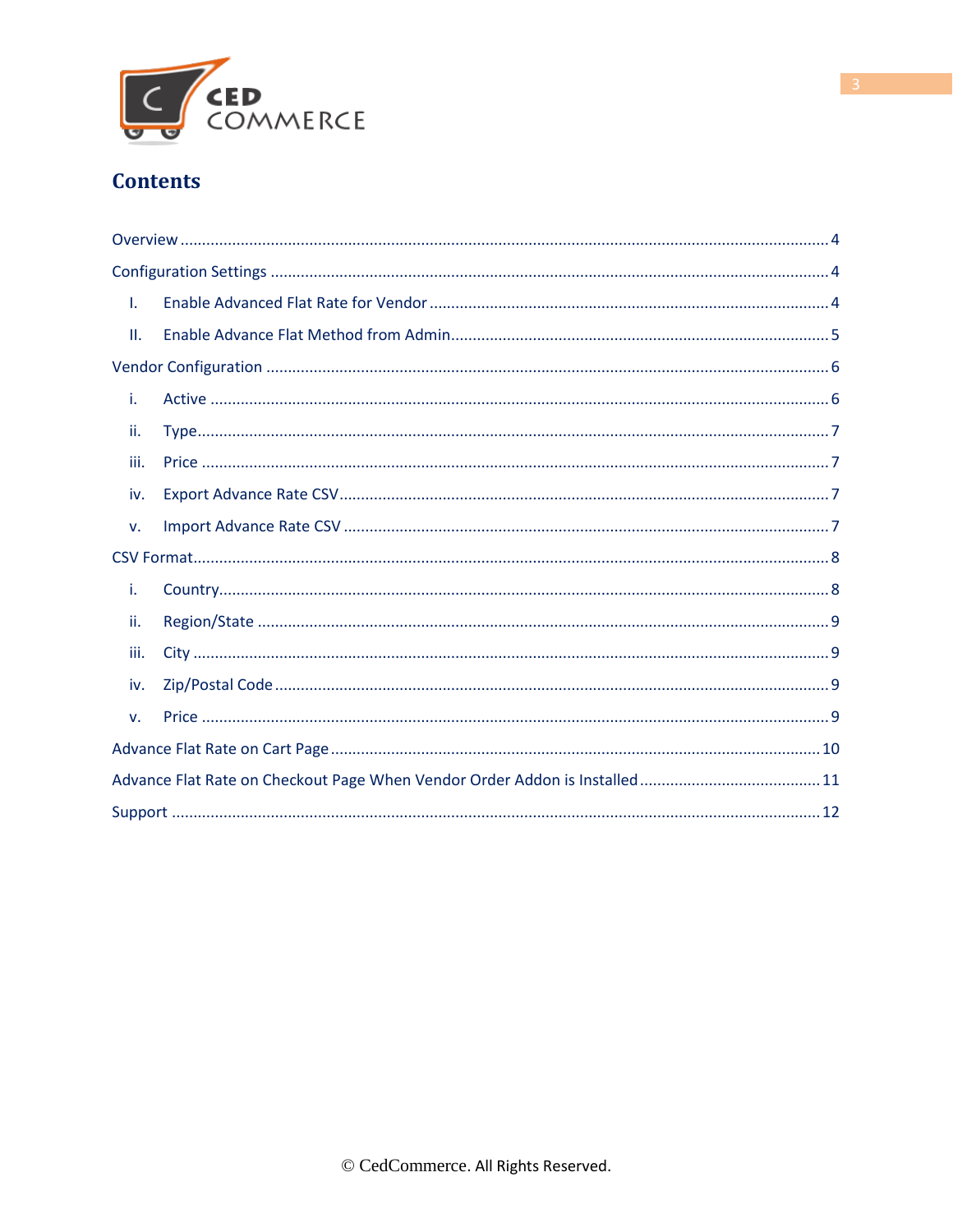# Contents

Overview ........................................................................................................................................ 4

Configuration Settings ..................................................................................................................... 4

I. Enable Advanced Flat Rate for Vendor ........................................................................................ 4

II. Enable Advance Flat Method from Admin .................................................................................... 5

Vendor Configuration ...................................................................................................................... 6

i. Active ........................................................................................................................................ 6

ii. Type .......................................................................................................................................... 7

iii. Price ......................................................................................................................................... 7

iv. Export Advance Rate CSV ........................................................................................................... 7

v. Import Advance Rate CSV ........................................................................................................... 7

CSV Format ...................................................................................................................................... 8

i. Country ....................................................................................................................................... 8

ii. Region/State ............................................................................................................................. 9

iii. City ............................................................................................................................................ 9

iv. Zip/Postal Code ......................................................................................................................... 9

v. Price ........................................................................................................................................... 9

Advance Flat Rate on Cart Page ..................................................................................................... 10

Advance Flat Rate on Checkout Page When Vendor Order Addon is Installed ................................. 11

Support .......................................................................................................................................... 12

© CedCommerce. All Rights Reserved.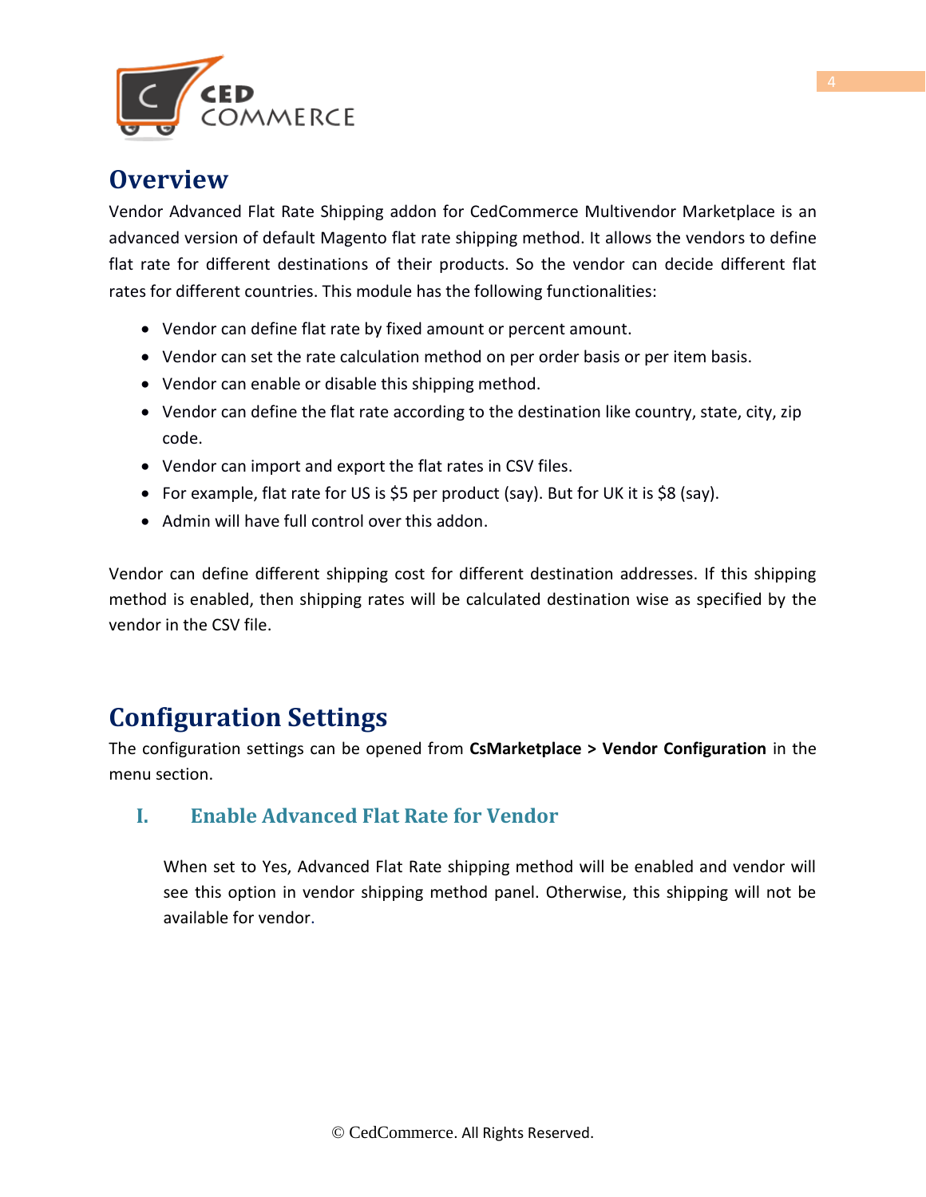# Overview

Vendor Advanced Flat Rate Shipping addon for CedCommerce Multivendor Marketplace is an advanced version of default Magento flat rate shipping method. It allows the vendors to define flat rate for different destinations of their products. So the vendor can decide different flat rates for different countries. This module has the following functionalities:

- Vendor can define flat rate by fixed amount or percent amount.
- Vendor can set the rate calculation method on per order basis or per item basis.
- Vendor can enable or disable this shipping method.
- Vendor can define the flat rate according to the destination like country, state, city, zip code.
- Vendor can import and export the flat rates in CSV files.
- For example, flat rate for US is $5 per product (say). But for UK it is $8 (say).
- Admin will have full control over this addon.

Vendor can define different shipping cost for different destination addresses. If this shipping method is enabled, then shipping rates will be calculated destination wise as specified by the vendor in the CSV file.

# Configuration Settings

The configuration settings can be opened from **CsMarketplace > Vendor Configuration** in the menu section.

## I. Enable Advanced Flat Rate for Vendor

When set to Yes, Advanced Flat Rate shipping method will be enabled and vendor will see this option in vendor shipping method panel. Otherwise, this shipping will not be available for vendor.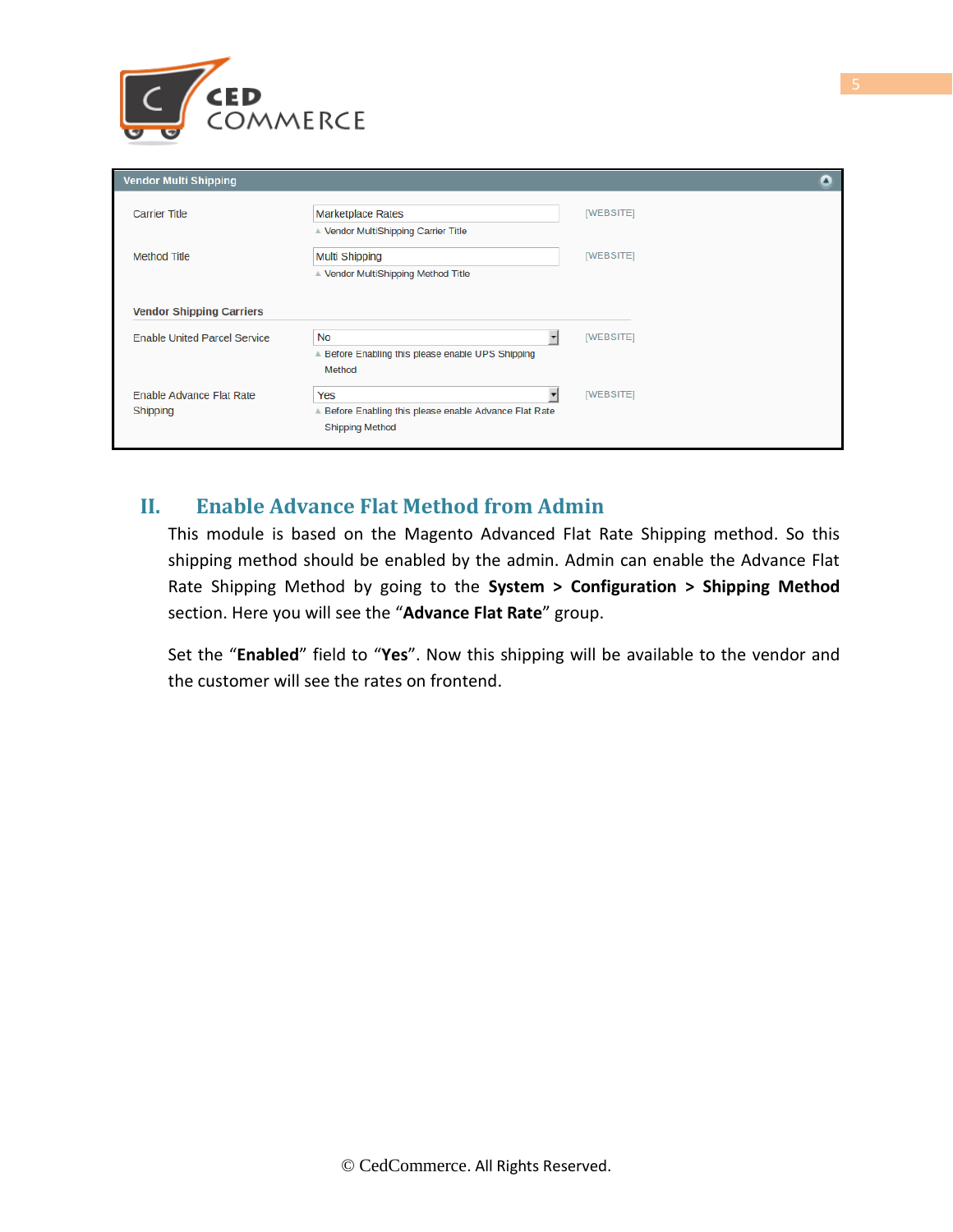| Vendor Multi Shipping | | |
|---|---|---|
| Carrier Title | Marketplace Rates<br>Vendor MultiShipping Carrier Title | [WEBSITE] |
| Method Title | Multi Shipping<br>Vendor MultiShipping Method Title | [WEBSITE] |
| **Vendor Shipping Carriers** | | |
| Enable United Parcel Service | No<br>Before Enabling this please enable UPS Shipping Method | [WEBSITE] |
| Enable Advance Flat Rate Shipping | Yes<br>Before Enabling this please enable Advance Flat Rate Shipping Method | [WEBSITE] |

## II. Enable Advance Flat Method from Admin

This module is based on the Magento Advanced Flat Rate Shipping method. So this shipping method should be enabled by the admin. Admin can enable the Advance Flat Rate Shipping Method by going to the **System > Configuration > Shipping Method** section. Here you will see the "**Advance Flat Rate**" group.

Set the "**Enabled**" field to "**Yes**". Now this shipping will be available to the vendor and the customer will see the rates on frontend.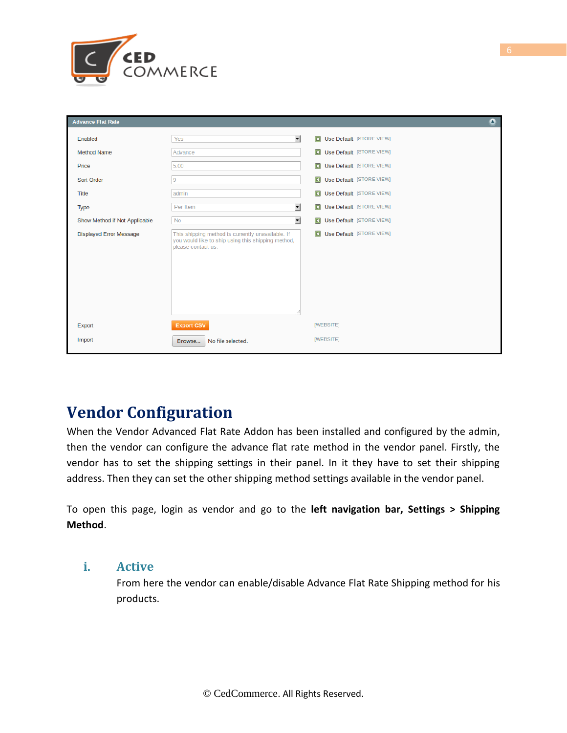| Advance Flat Rate | | | |
| --- | --- | --- | --- |
| Enabled | Yes | Use Default | [STORE VIEW] |
| Method Name | Advance | Use Default | [STORE VIEW] |
| Price | 5.00 | Use Default | [STORE VIEW] |
| Sort Order | 9 | Use Default | [STORE VIEW] |
| Title | admin | Use Default | [STORE VIEW] |
| Type | Per Item | Use Default | [STORE VIEW] |
| Show Method if Not Applicable | No | Use Default | [STORE VIEW] |
| Displayed Error Message | This shipping method is currently unavailable. If you would like to ship using this shipping method, please contact us. | Use Default | [STORE VIEW] |
| Export | Export CSV | | [WEBSITE] |
| Import | Browse... No file selected. | | [WEBSITE] |

# Vendor Configuration

When the Vendor Advanced Flat Rate Addon has been installed and configured by the admin, then the vendor can configure the advance flat rate method in the vendor panel. Firstly, the vendor has to set the shipping settings in their panel. In it they have to set their shipping address. Then they can set the other shipping method settings available in the vendor panel.

To open this page, login as vendor and go to the **left navigation bar, Settings > Shipping Method**.

## i. Active

From here the vendor can enable/disable Advance Flat Rate Shipping method for his products.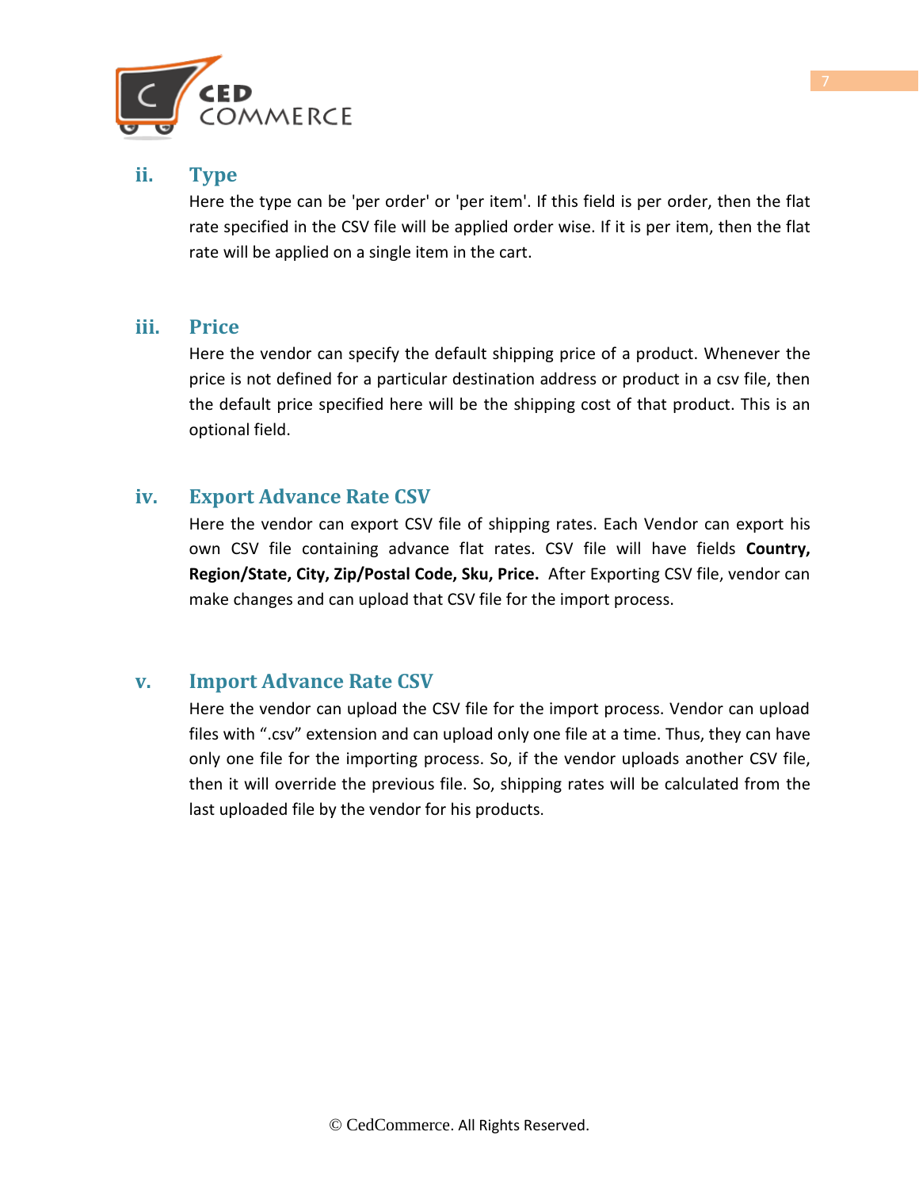### ii. Type

Here the type can be 'per order' or 'per item'. If this field is per order, then the flat rate specified in the CSV file will be applied order wise. If it is per item, then the flat rate will be applied on a single item in the cart.

### iii. Price

Here the vendor can specify the default shipping price of a product. Whenever the price is not defined for a particular destination address or product in a csv file, then the default price specified here will be the shipping cost of that product. This is an optional field.

### iv. Export Advance Rate CSV

Here the vendor can export CSV file of shipping rates. Each Vendor can export his own CSV file containing advance flat rates. CSV file will have fields **Country, Region/State, City, Zip/Postal Code, Sku, Price.** After Exporting CSV file, vendor can make changes and can upload that CSV file for the import process.

### v. Import Advance Rate CSV

Here the vendor can upload the CSV file for the import process. Vendor can upload files with ".csv" extension and can upload only one file at a time. Thus, they can have only one file for the importing process. So, if the vendor uploads another CSV file, then it will override the previous file. So, shipping rates will be calculated from the last uploaded file by the vendor for his products.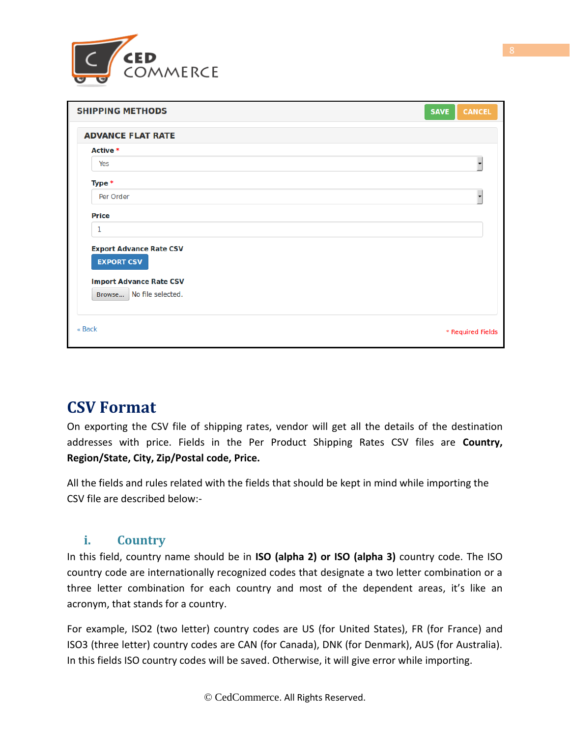SHIPPING METHODS

SAVE CANCEL

ADVANCE FLAT RATE

Active *

Yes

Type *

Per Order

Price

1

Export Advance Rate CSV

EXPORT CSV

Import Advance Rate CSV

Browse... No file selected.

« Back

* Required Fields

# CSV Format

On exporting the CSV file of shipping rates, vendor will get all the details of the destination addresses with price. Fields in the Per Product Shipping Rates CSV files are **Country, Region/State, City, Zip/Postal code, Price.**

All the fields and rules related with the fields that should be kept in mind while importing the CSV file are described below:-

## i. Country

In this field, country name should be in **ISO (alpha 2) or ISO (alpha 3)** country code. The ISO country code are internationally recognized codes that designate a two letter combination or a three letter combination for each country and most of the dependent areas, it's like an acronym, that stands for a country.

For example, ISO2 (two letter) country codes are US (for United States), FR (for France) and ISO3 (three letter) country codes are CAN (for Canada), DNK (for Denmark), AUS (for Australia). In this fields ISO country codes will be saved. Otherwise, it will give error while importing.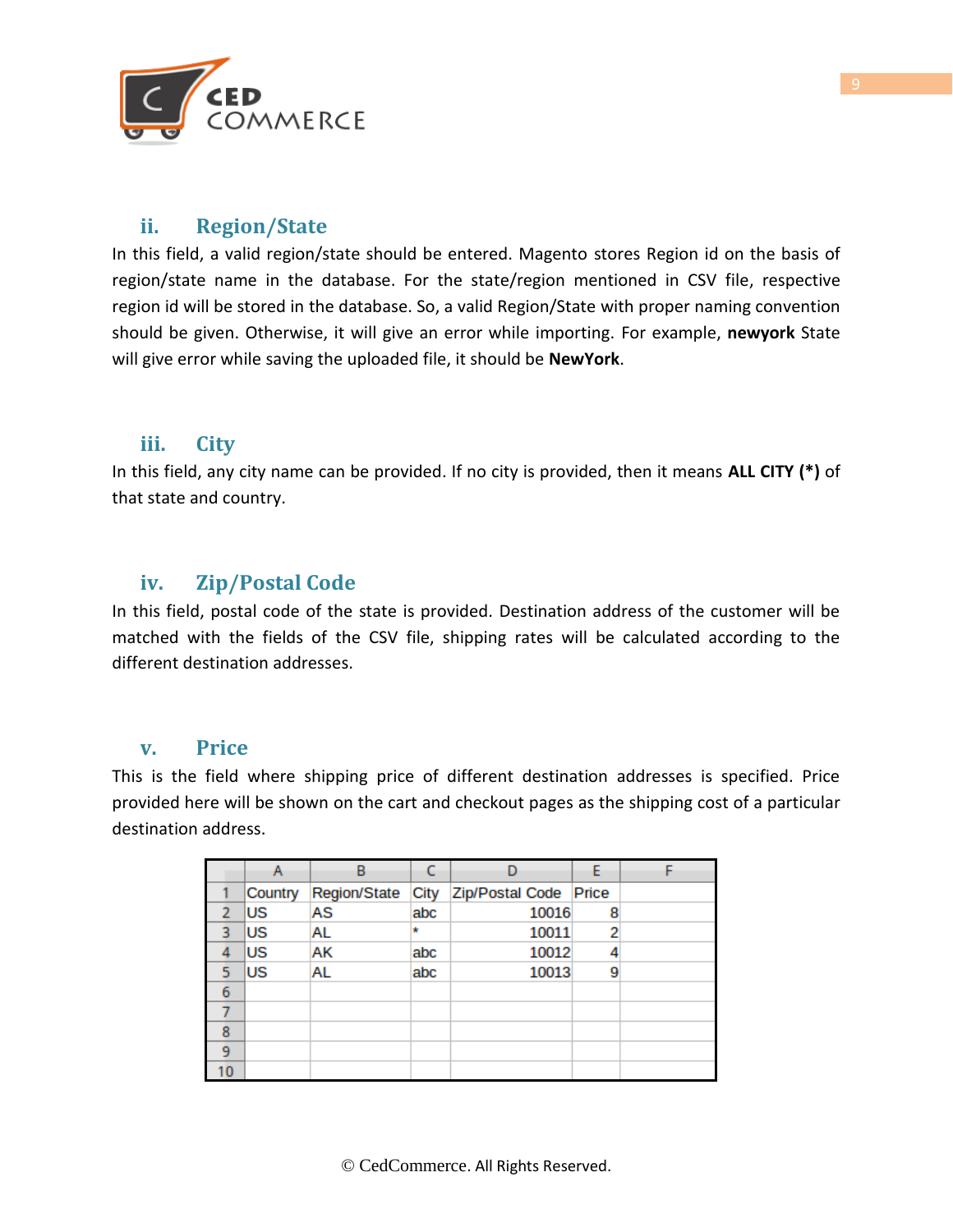### ii. Region/State

In this field, a valid region/state should be entered. Magento stores Region id on the basis of region/state name in the database. For the state/region mentioned in CSV file, respective region id will be stored in the database. So, a valid Region/State with proper naming convention should be given. Otherwise, it will give an error while importing. For example, **newyork** State will give error while saving the uploaded file, it should be **NewYork**.

### iii. City

In this field, any city name can be provided. If no city is provided, then it means **ALL CITY (*)** of that state and country.

### iv. Zip/Postal Code

In this field, postal code of the state is provided. Destination address of the customer will be matched with the fields of the CSV file, shipping rates will be calculated according to the different destination addresses.

### v. Price

This is the field where shipping price of different destination addresses is specified. Price provided here will be shown on the cart and checkout pages as the shipping cost of a particular destination address.

| | A | B | C | D | E | F |
|---|---|---|---|---|---|---|
| 1 | Country | Region/State | City | Zip/Postal Code | Price | |
| 2 | US | AS | abc | 10016 | 8 | |
| 3 | US | AL | * | 10011 | 2 | |
| 4 | US | AK | abc | 10012 | 4 | |
| 5 | US | AL | abc | 10013 | 9 | |
| 6 | | | | | | |
| 7 | | | | | | |
| 8 | | | | | | |
| 9 | | | | | | |
| 10 | | | | | | |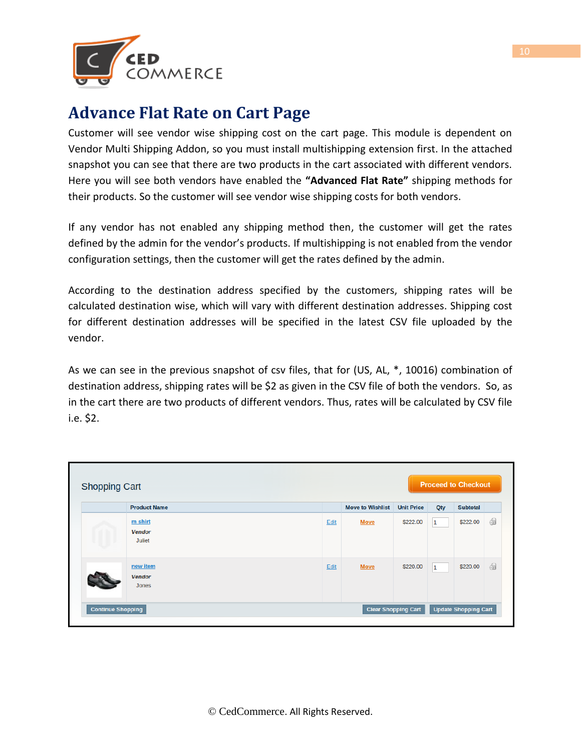# Advance Flat Rate on Cart Page

Customer will see vendor wise shipping cost on the cart page. This module is dependent on Vendor Multi Shipping Addon, so you must install multishipping extension first. In the attached snapshot you can see that there are two products in the cart associated with different vendors. Here you will see both vendors have enabled the **"Advanced Flat Rate"** shipping methods for their products. So the customer will see vendor wise shipping costs for both vendors.

If any vendor has not enabled any shipping method then, the customer will get the rates defined by the admin for the vendor's products. If multishipping is not enabled from the vendor configuration settings, then the customer will get the rates defined by the admin.

According to the destination address specified by the customers, shipping rates will be calculated destination wise, which will vary with different destination addresses. Shipping cost for different destination addresses will be specified in the latest CSV file uploaded by the vendor.

As we can see in the previous snapshot of csv files, that for (US, AL, *, 10016) combination of destination address, shipping rates will be $2 as given in the CSV file of both the vendors. So, as in the cart there are two products of different vendors. Thus, rates will be calculated by CSV file i.e. $2.

Shopping Cart

Proceed to Checkout

| | Product Name | | Move to Wishlist | Unit Price | Qty | Subtotal | |
|---|---|---|---|---|---|---|---|
| | m shirt<br>*Vendor*<br>Juliet | Edit | Move | $222.00 | 1 | $222.00 | |
| | new item<br>*Vendor*<br>Jones | Edit | Move | $220.00 | 1 | $220.00 | |

Continue Shopping | Clear Shopping Cart | Update Shopping Cart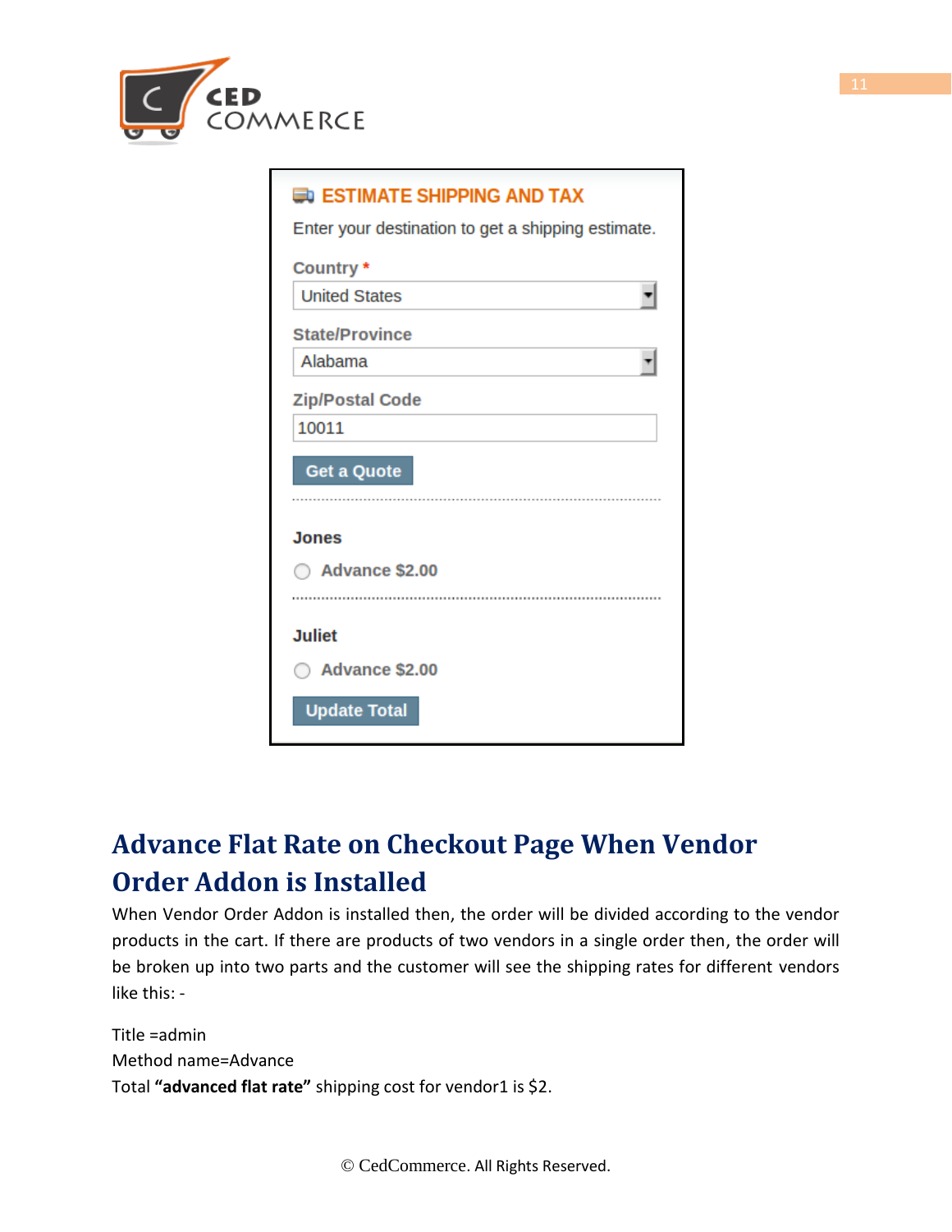**ESTIMATE SHIPPING AND TAX**

Enter your destination to get a shipping estimate.

Country *
United States

State/Province
Alabama

Zip/Postal Code
10011

Get a Quote

**Jones**

Advance $2.00

**Juliet**

Advance $2.00

Update Total

## Advance Flat Rate on Checkout Page When Vendor Order Addon is Installed

When Vendor Order Addon is installed then, the order will be divided according to the vendor products in the cart. If there are products of two vendors in a single order then, the order will be broken up into two parts and the customer will see the shipping rates for different vendors like this: -

Title =admin
Method name=Advance
Total **"advanced flat rate"** shipping cost for vendor1 is $2.

© CedCommerce. All Rights Reserved.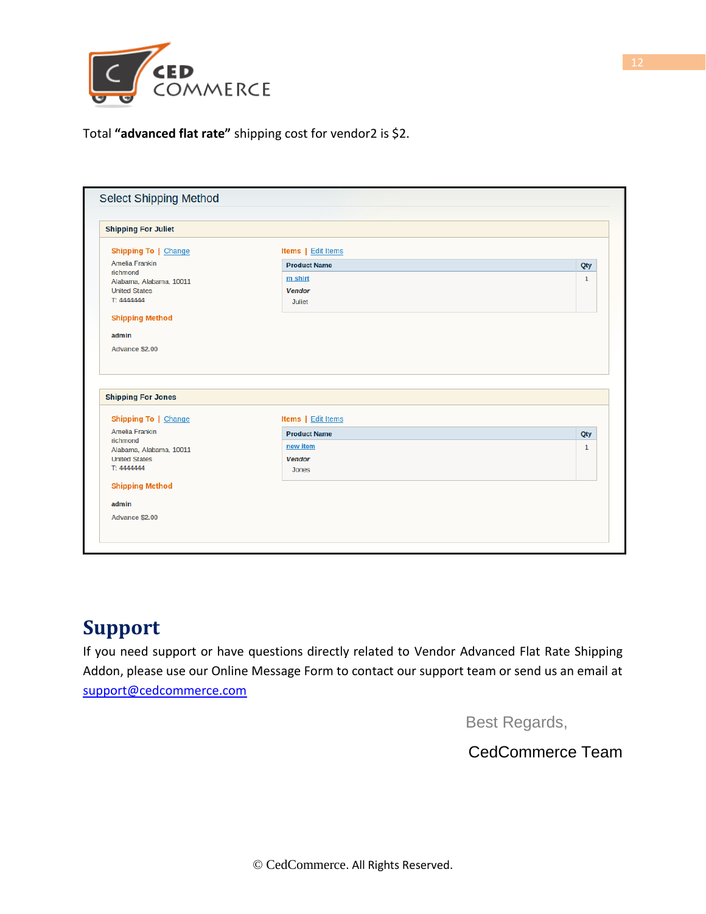Total **“advanced flat rate”** shipping cost for vendor2 is $2.

Select Shipping Method

**Shipping For Juliet**

Shipping To | Change

Amelia Frankin
richmond
Alabama, Alabama, 10011
United States
T: 4444444

Shipping Method

admin

Advance $2.00

Items | Edit Items

| Product Name | Qty |
| --- | --- |
| m shirt<br>*Vendor*<br>Juliet | 1 |

**Shipping For Jones**

Shipping To | Change

Amelia Frankin
richmond
Alabama, Alabama, 10011
United States
T: 4444444

Shipping Method

admin

Advance $2.00

Items | Edit Items

| Product Name | Qty |
| --- | --- |
| new item<br>*Vendor*<br>Jones | 1 |

# Support

If you need support or have questions directly related to Vendor Advanced Flat Rate Shipping Addon, please use our Online Message Form to contact our support team or send us an email at support@cedcommerce.com

Best Regards,

CedCommerce Team

© CedCommerce. All Rights Reserved.